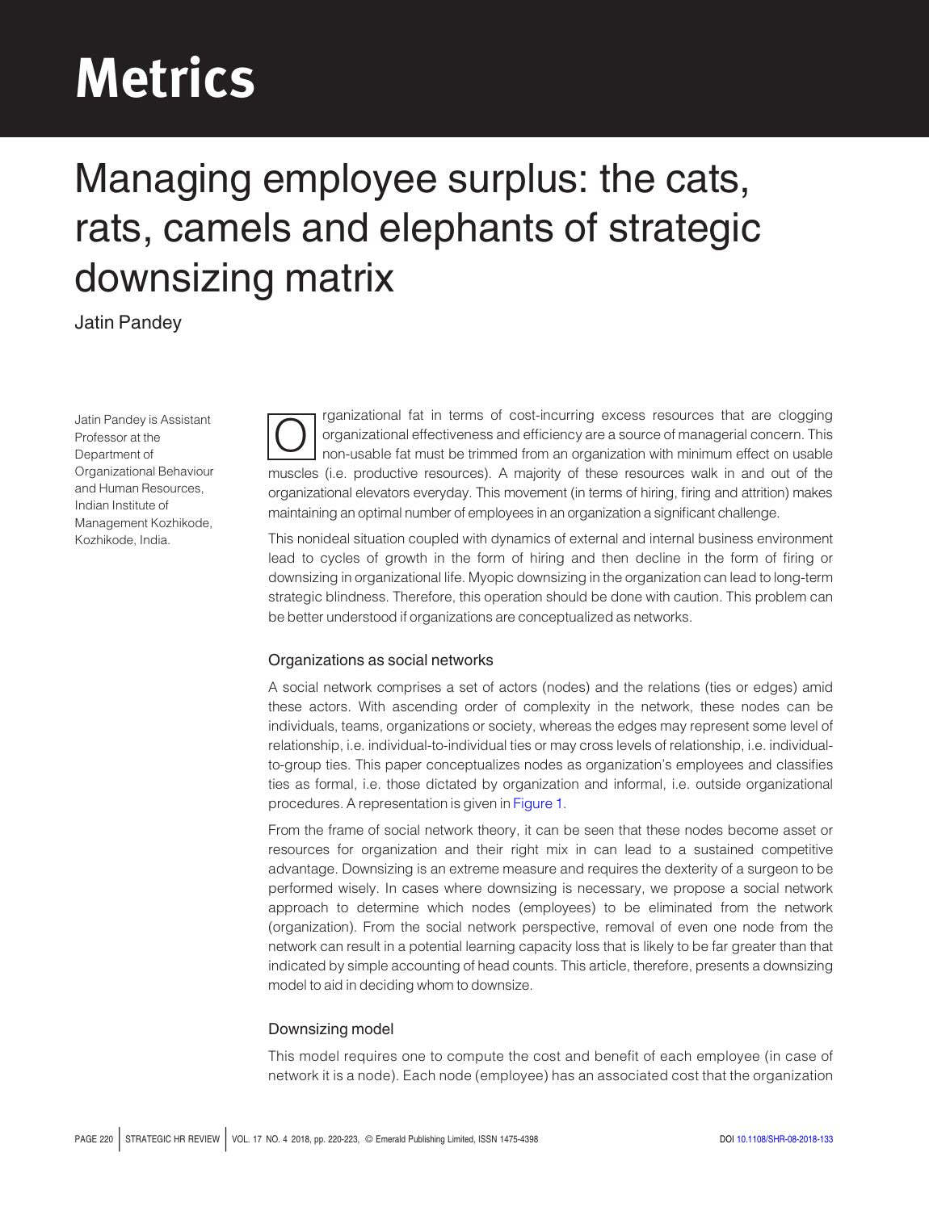# Metrics

# Managing employee surplus: the cats, rats, camels and elephants of strategic downsizing matrix

Jatin Pandey

Jatin Pandey is Assistant Professor at the Department of Organizational Behaviour and Human Resources, Indian Institute of Management Kozhikode, Kozhikode, India.

Organizational fat in terms of cost-incurring excess resources that are clogging organizational effectiveness and efficiency are a source of managerial concern. This non-usable fat must be trimmed from an organization with minimum effect on usable muscles (i.e. productive resources). A majority of these resources walk in and out of the organizational elevators everyday. This movement (in terms of hiring, firing and attrition) makes maintaining an optimal number of employees in an organization a significant challenge.

This nonideal situation coupled with dynamics of external and internal business environment lead to cycles of growth in the form of hiring and then decline in the form of firing or downsizing in organizational life. Myopic downsizing in the organization can lead to long-term strategic blindness. Therefore, this operation should be done with caution. This problem can be better understood if organizations are conceptualized as networks.

## Organizations as social networks

A social network comprises a set of actors (nodes) and the relations (ties or edges) amid these actors. With ascending order of complexity in the network, these nodes can be individuals, teams, organizations or society, whereas the edges may represent some level of relationship, i.e. individual-to-individual ties or may cross levels of relationship, i.e. individual-to-group ties. This paper conceptualizes nodes as organization's employees and classifies ties as formal, i.e. those dictated by organization and informal, i.e. outside organizational procedures. A representation is given in Figure 1.

From the frame of social network theory, it can be seen that these nodes become asset or resources for organization and their right mix in can lead to a sustained competitive advantage. Downsizing is an extreme measure and requires the dexterity of a surgeon to be performed wisely. In cases where downsizing is necessary, we propose a social network approach to determine which nodes (employees) to be eliminated from the network (organization). From the social network perspective, removal of even one node from the network can result in a potential learning capacity loss that is likely to be far greater than that indicated by simple accounting of head counts. This article, therefore, presents a downsizing model to aid in deciding whom to downsize.

## Downsizing model

This model requires one to compute the cost and benefit of each employee (in case of network it is a node). Each node (employee) has an associated cost that the organization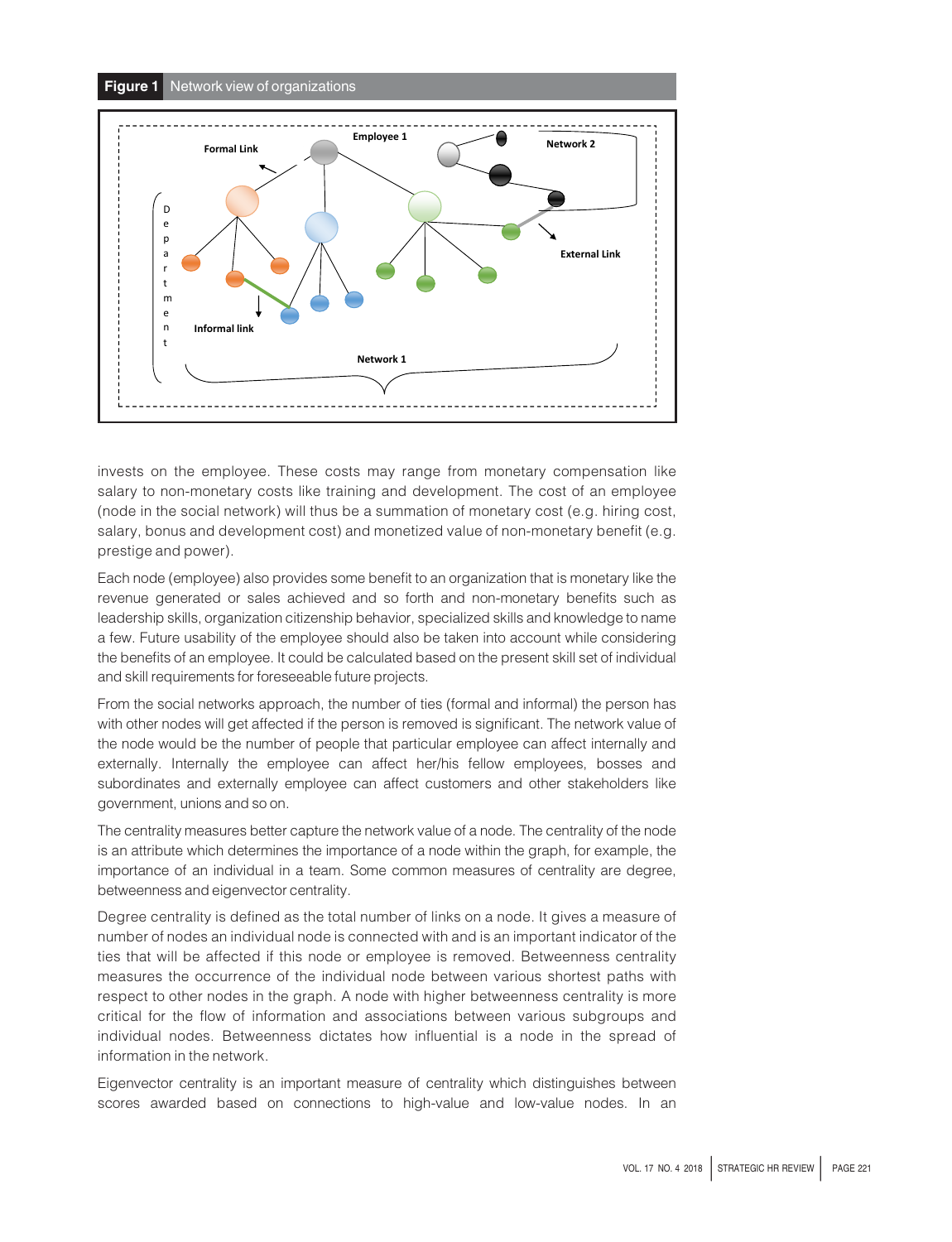**Figure 1** Network view of organizations

Employee 1

Formal Link

Network 2

External Link

D e p a r t m e n t

Informal link

Network 1

invests on the employee. These costs may range from monetary compensation like salary to non-monetary costs like training and development. The cost of an employee (node in the social network) will thus be a summation of monetary cost (e.g. hiring cost, salary, bonus and development cost) and monetized value of non-monetary benefit (e.g. prestige and power).

Each node (employee) also provides some benefit to an organization that is monetary like the revenue generated or sales achieved and so forth and non-monetary benefits such as leadership skills, organization citizenship behavior, specialized skills and knowledge to name a few. Future usability of the employee should also be taken into account while considering the benefits of an employee. It could be calculated based on the present skill set of individual and skill requirements for foreseeable future projects.

From the social networks approach, the number of ties (formal and informal) the person has with other nodes will get affected if the person is removed is significant. The network value of the node would be the number of people that particular employee can affect internally and externally. Internally the employee can affect her/his fellow employees, bosses and subordinates and externally employee can affect customers and other stakeholders like government, unions and so on.

The centrality measures better capture the network value of a node. The centrality of the node is an attribute which determines the importance of a node within the graph, for example, the importance of an individual in a team. Some common measures of centrality are degree, betweenness and eigenvector centrality.

Degree centrality is defined as the total number of links on a node. It gives a measure of number of nodes an individual node is connected with and is an important indicator of the ties that will be affected if this node or employee is removed. Betweenness centrality measures the occurrence of the individual node between various shortest paths with respect to other nodes in the graph. A node with higher betweenness centrality is more critical for the flow of information and associations between various subgroups and individual nodes. Betweenness dictates how influential is a node in the spread of information in the network.

Eigenvector centrality is an important measure of centrality which distinguishes between scores awarded based on connections to high-value and low-value nodes. In an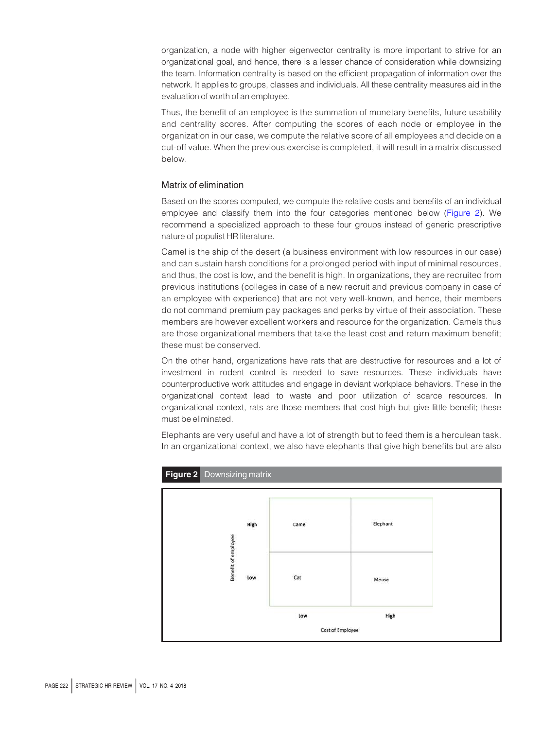organization, a node with higher eigenvector centrality is more important to strive for an organizational goal, and hence, there is a lesser chance of consideration while downsizing the team. Information centrality is based on the efficient propagation of information over the network. It applies to groups, classes and individuals. All these centrality measures aid in the evaluation of worth of an employee.

Thus, the benefit of an employee is the summation of monetary benefits, future usability and centrality scores. After computing the scores of each node or employee in the organization in our case, we compute the relative score of all employees and decide on a cut-off value. When the previous exercise is completed, it will result in a matrix discussed below.

### Matrix of elimination

Based on the scores computed, we compute the relative costs and benefits of an individual employee and classify them into the four categories mentioned below (Figure 2). We recommend a specialized approach to these four groups instead of generic prescriptive nature of populist HR literature.

Camel is the ship of the desert (a business environment with low resources in our case) and can sustain harsh conditions for a prolonged period with input of minimal resources, and thus, the cost is low, and the benefit is high. In organizations, they are recruited from previous institutions (colleges in case of a new recruit and previous company in case of an employee with experience) that are not very well-known, and hence, their members do not command premium pay packages and perks by virtue of their association. These members are however excellent workers and resource for the organization. Camels thus are those organizational members that take the least cost and return maximum benefit; these must be conserved.

On the other hand, organizations have rats that are destructive for resources and a lot of investment in rodent control is needed to save resources. These individuals have counterproductive work attitudes and engage in deviant workplace behaviors. These in the organizational context lead to waste and poor utilization of scarce resources. In organizational context, rats are those members that cost high but give little benefit; these must be eliminated.

Elephants are very useful and have a lot of strength but to feed them is a herculean task. In an organizational context, we also have elephants that give high benefits but are also

**Figure 2** Downsizing matrix

Benefit of employee

High

Camel

Elephant

Low

Cat

Mouse

Low

High

Cost of Employee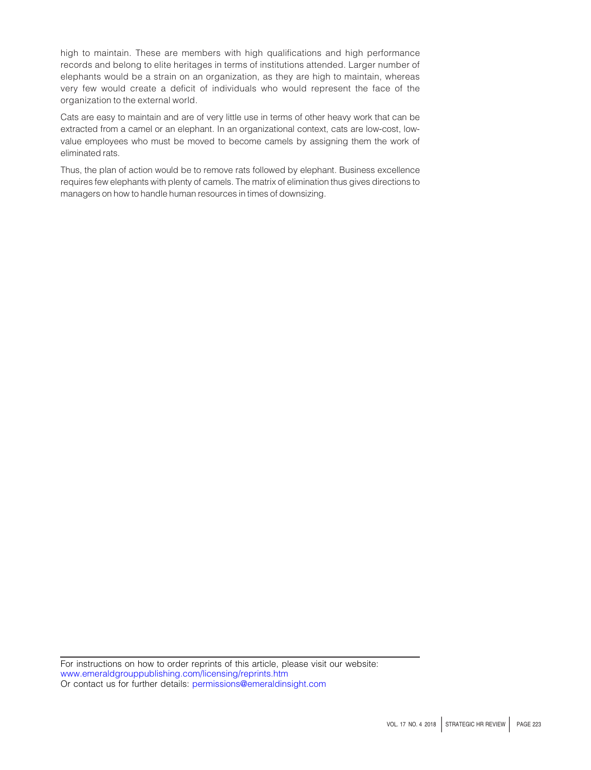high to maintain. These are members with high qualifications and high performance records and belong to elite heritages in terms of institutions attended. Larger number of elephants would be a strain on an organization, as they are high to maintain, whereas very few would create a deficit of individuals who would represent the face of the organization to the external world.

Cats are easy to maintain and are of very little use in terms of other heavy work that can be extracted from a camel or an elephant. In an organizational context, cats are low-cost, low-value employees who must be moved to become camels by assigning them the work of eliminated rats.

Thus, the plan of action would be to remove rats followed by elephant. Business excellence requires few elephants with plenty of camels. The matrix of elimination thus gives directions to managers on how to handle human resources in times of downsizing.

For instructions on how to order reprints of this article, please visit our website:
www.emeraldgrouppublishing.com/licensing/reprints.htm
Or contact us for further details: permissions@emeraldinsight.com